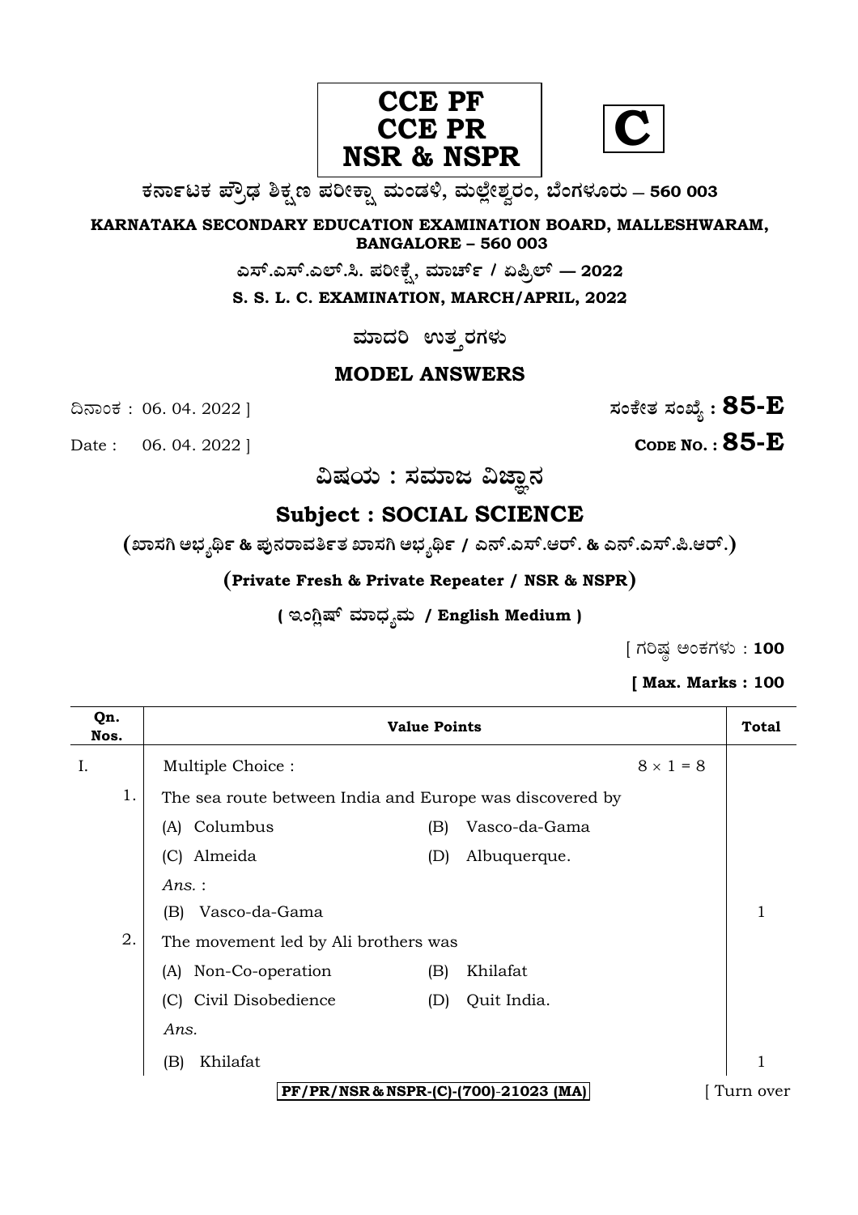**CCE PF**
**CCE PR**
**NSR & NSPR**

**C**

**ಕರ್ನಾಟಕ ಪ್ರೌಢ ಶಿಕ್ಷಣ ಪರೀಕ್ಷಾ ಮಂಡಳಿ, ಮಲ್ಲೇಶ್ವರಂ, ಬೆಂಗಳೂರು – 560 003**

**KARNATAKA SECONDARY EDUCATION EXAMINATION BOARD, MALLESHWARAM, BANGALORE – 560 003**

**ಎಸ್.ಎಸ್.ಎಲ್.ಸಿ. ಪರೀಕ್ಷೆ, ಮಾರ್ಚ್ / ಏಪ್ರಿಲ್ — 2022**

**S. S. L. C. EXAMINATION, MARCH/APRIL, 2022**

**ಮಾದರಿ ಉತ್ತರಗಳು**

## MODEL ANSWERS

ದಿನಾಂಕ : 06. 04. 2022 ] **ಸಂಕೇತ ಸಂಖ್ಯೆ : 85-E**

Date : 06. 04. 2022 ] **CODE NO. : 85-E**

## ವಿಷಯ : ಸಮಾಜ ವಿಜ್ಞಾನ

## Subject : SOCIAL SCIENCE

**(ಖಾಸಗಿ ಅಭ್ಯರ್ಥಿ & ಪುನರಾವರ್ತಿತ ಖಾಸಗಿ ಅಭ್ಯರ್ಥಿ / ಎನ್.ಎಸ್.ಆರ್. & ಎನ್.ಎಸ್.ಪಿ.ಆರ್.)**

**(Private Fresh & Private Repeater / NSR & NSPR)**

**( ಇಂಗ್ಲಿಷ್ ಮಾಧ್ಯಮ / English Medium )**

[ ಗರಿಷ್ಠ ಅಂಕಗಳು : **100**

**[ Max. Marks : 100**

| Qn. Nos. | Value Points | Total |
|---|---|---|
| I. | Multiple Choice : $8 \times 1 = 8$ | |
| 1. | The sea route between India and Europe was discovered by<br>(A) Columbus (B) Vasco-da-Gama<br>(C) Almeida (D) Albuquerque.<br>*Ans.* :<br>(B) Vasco-da-Gama | 1 |
| 2. | The movement led by Ali brothers was<br>(A) Non-Co-operation (B) Khilafat<br>(C) Civil Disobedience (D) Quit India.<br>*Ans.*<br>(B) Khilafat | 1 |

PF/PR/NSR & NSPR-(C)-(700)-21023 (MA) [ Turn over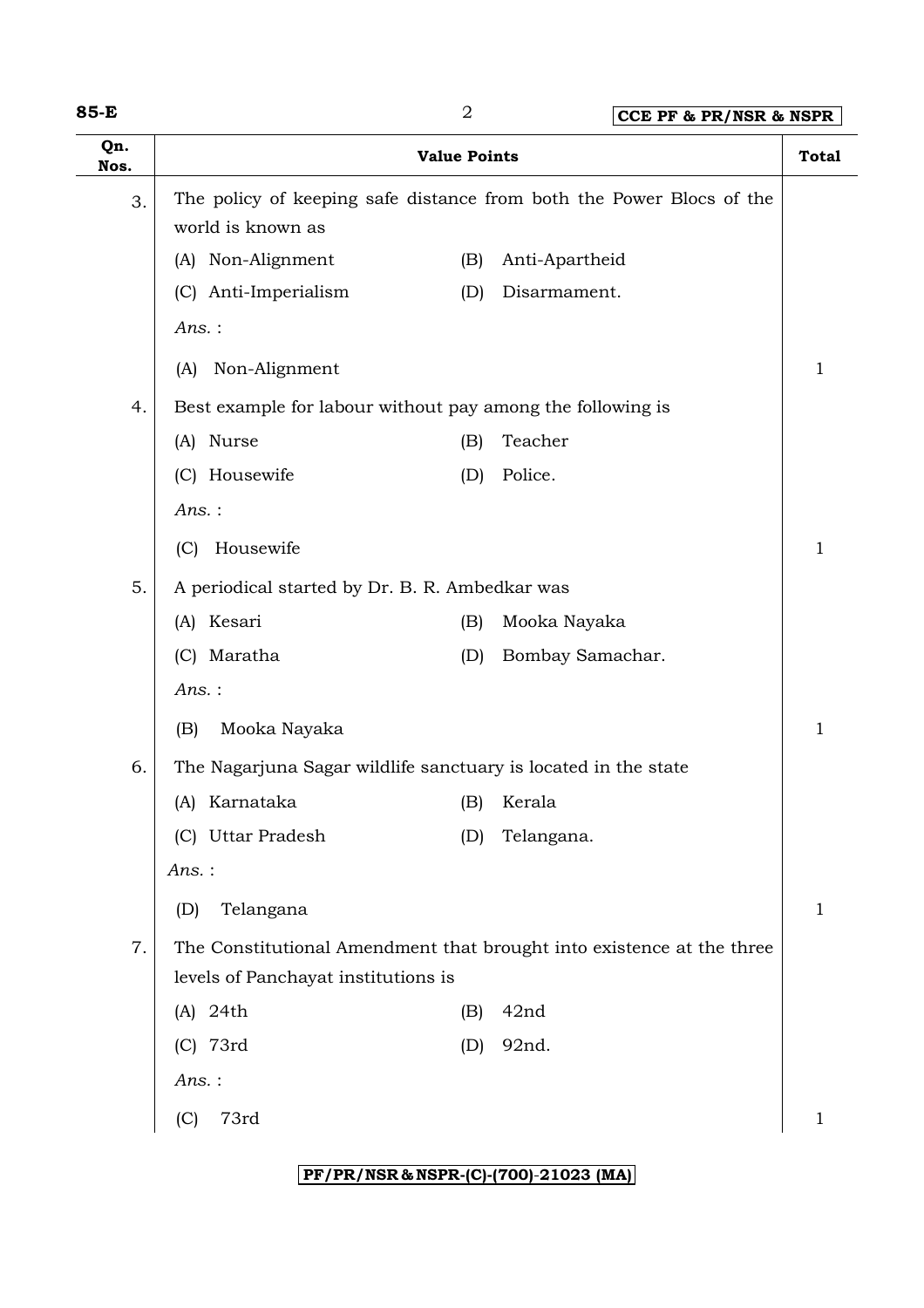| Qn. Nos. | Value Points | Total |
|---|---|---|
| 3. | The policy of keeping safe distance from both the Power Blocs of the world is known as<br>(A) Non-Alignment (B) Anti-Apartheid<br>(C) Anti-Imperialism (D) Disarmament.<br>*Ans.* :<br>(A) Non-Alignment | 1 |
| 4. | Best example for labour without pay among the following is<br>(A) Nurse (B) Teacher<br>(C) Housewife (D) Police.<br>*Ans.* :<br>(C) Housewife | 1 |
| 5. | A periodical started by Dr. B. R. Ambedkar was<br>(A) Kesari (B) Mooka Nayaka<br>(C) Maratha (D) Bombay Samachar.<br>*Ans.* :<br>(B) Mooka Nayaka | 1 |
| 6. | The Nagarjuna Sagar wildlife sanctuary is located in the state<br>(A) Karnataka (B) Kerala<br>(C) Uttar Pradesh (D) Telangana.<br>*Ans.* :<br>(D) Telangana | 1 |
| 7. | The Constitutional Amendment that brought into existence at the three levels of Panchayat institutions is<br>(A) 24th (B) 42nd<br>(C) 73rd (D) 92nd.<br>*Ans.* :<br>(C) 73rd | 1 |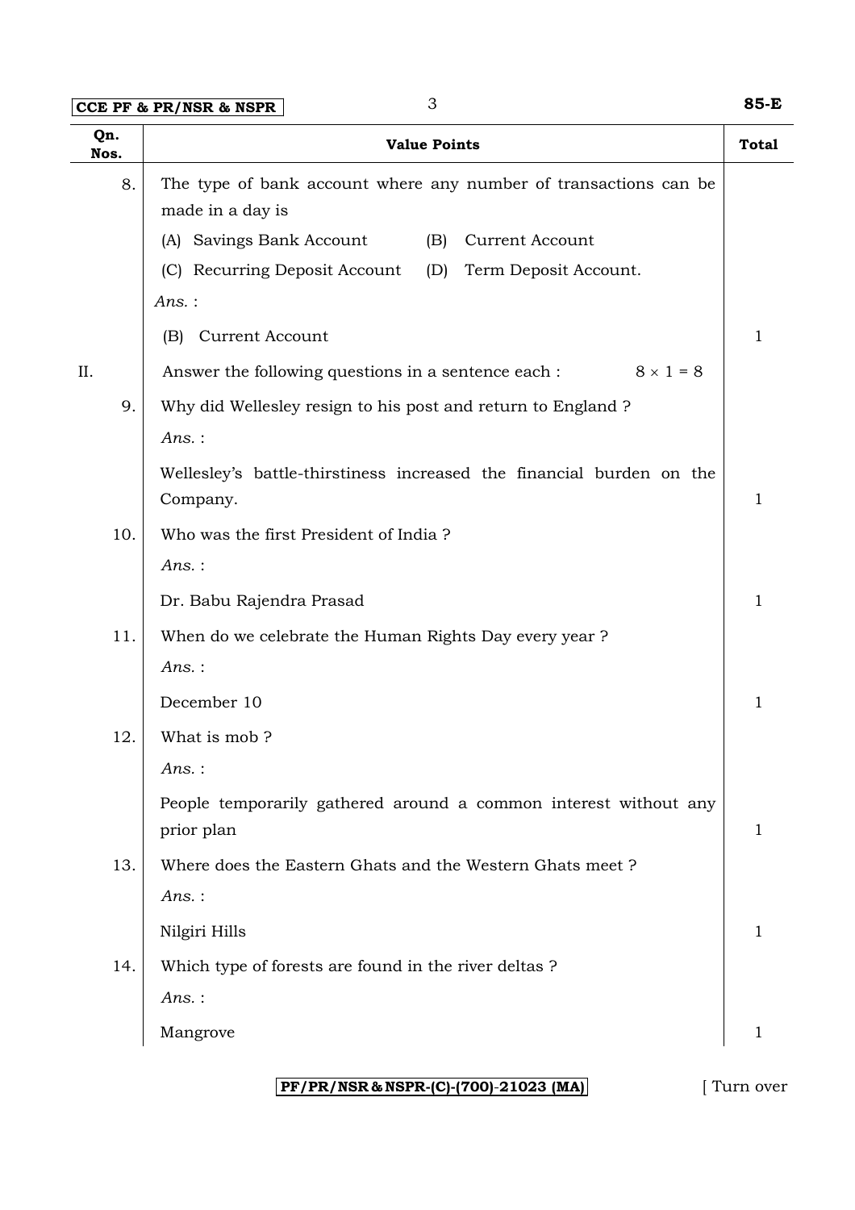| Qn. Nos. | Value Points | Total |
|---|---|---|
| 8. | The type of bank account where any number of transactions can be made in a day is<br>(A) Savings Bank Account (B) Current Account<br>(C) Recurring Deposit Account (D) Term Deposit Account.<br>*Ans.* :<br>(B) Current Account | 1 |
| II. | Answer the following questions in a sentence each : $8 \times 1 = 8$ | |
| 9. | Why did Wellesley resign to his post and return to England ?<br>*Ans.* :<br>Wellesley's battle-thirstiness increased the financial burden on the Company. | 1 |
| 10. | Who was the first President of India ?<br>*Ans.* :<br>Dr. Babu Rajendra Prasad | 1 |
| 11. | When do we celebrate the Human Rights Day every year ?<br>*Ans.* :<br>December 10 | 1 |
| 12. | What is mob ?<br>*Ans.* :<br>People temporarily gathered around a common interest without any prior plan | 1 |
| 13. | Where does the Eastern Ghats and the Western Ghats meet ?<br>*Ans.* :<br>Nilgiri Hills | 1 |
| 14. | Which type of forests are found in the river deltas ?<br>*Ans.* :<br>Mangrove | 1 |

PF/PR/NSR & NSPR-(C)-(700)-21023 (MA)

[ Turn over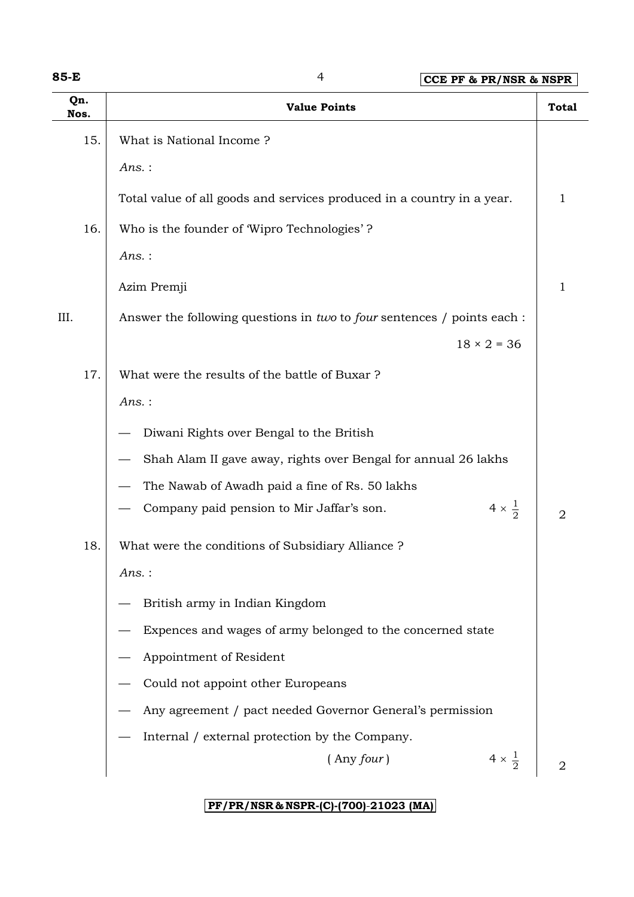| Qn. Nos. | Value Points | Total |
|---|---|---|
| 15. | What is National Income ? | |
| | *Ans.* : | |
| | Total value of all goods and services produced in a country in a year. | 1 |
| 16. | Who is the founder of 'Wipro Technologies' ? | |
| | *Ans.* : | |
| | Azim Premji | 1 |
| III. | Answer the following questions in *two* to *four* sentences / points each : $18 \times 2 = 36$ | |
| 17. | What were the results of the battle of Buxar ? | |
| | *Ans.* : | |
| | — Diwani Rights over Bengal to the British | |
| | — Shah Alam II gave away, rights over Bengal for annual 26 lakhs | |
| | — The Nawab of Awadh paid a fine of Rs. 50 lakhs | |
| | — Company paid pension to Mir Jaffar's son. $4 \times \frac{1}{2}$ | 2 |
| 18. | What were the conditions of Subsidiary Alliance ? | |
| | *Ans.* : | |
| | — British army in Indian Kingdom | |
| | — Expences and wages of army belonged to the concerned state | |
| | — Appointment of Resident | |
| | — Could not appoint other Europeans | |
| | — Any agreement / pact needed Governor General's permission | |
| | — Internal / external protection by the Company. | |
| | ( Any *four* ) $4 \times \frac{1}{2}$ | 2 |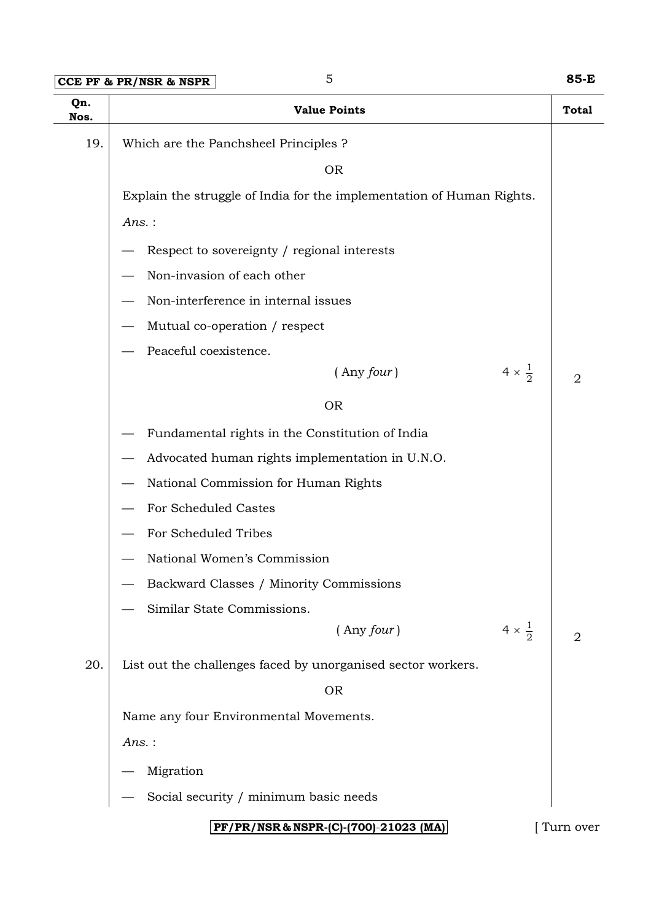| Qn. Nos. | Value Points | Total |
|---|---|---|
| 19. | Which are the Panchsheel Principles ? | |
| | OR | |
| | Explain the struggle of India for the implementation of Human Rights. | |
| | *Ans.* : | |
| | — Respect to sovereignty / regional interests | |
| | — Non-invasion of each other | |
| | — Non-interference in internal issues | |
| | — Mutual co-operation / respect | |
| | — Peaceful coexistence. | |
| | ( Any *four* ) $4 \times \frac{1}{2}$ | 2 |
| | OR | |
| | — Fundamental rights in the Constitution of India | |
| | — Advocated human rights implementation in U.N.O. | |
| | — National Commission for Human Rights | |
| | — For Scheduled Castes | |
| | — For Scheduled Tribes | |
| | — National Women's Commission | |
| | — Backward Classes / Minority Commissions | |
| | — Similar State Commissions. | |
| | ( Any *four* ) $4 \times \frac{1}{2}$ | 2 |
| 20. | List out the challenges faced by unorganised sector workers. | |
| | OR | |
| | Name any four Environmental Movements. | |
| | *Ans.* : | |
| | — Migration | |
| | — Social security / minimum basic needs | |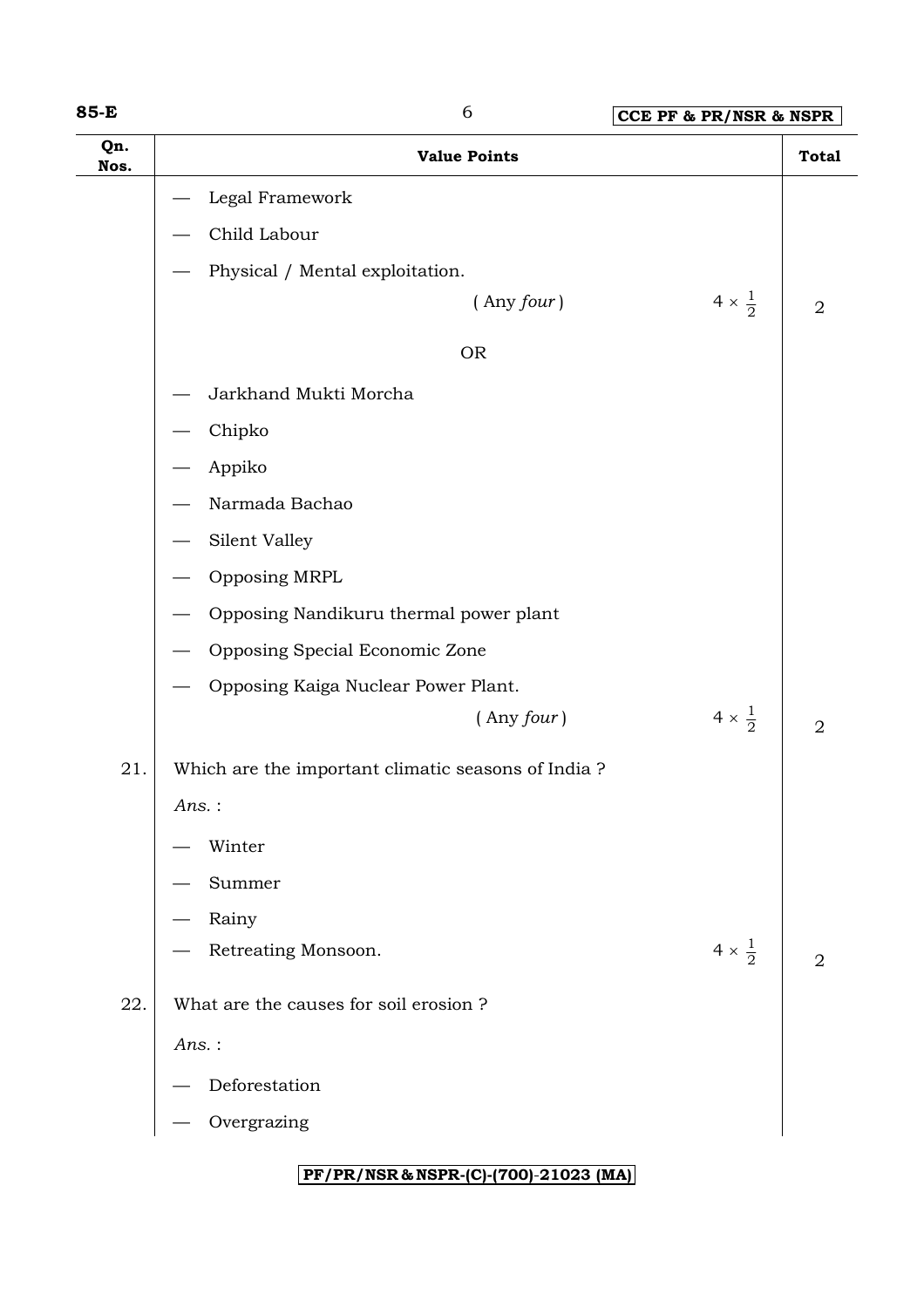| Qn. Nos. | Value Points | | Total |
|---|---|---|---|
| | — Legal Framework | | |
| | — Child Labour | | |
| | — Physical / Mental exploitation. | | |
| | ( Any *four* ) | $4 \times \frac{1}{2}$ | 2 |
| | OR | | |
| | — Jarkhand Mukti Morcha | | |
| | — Chipko | | |
| | — Appiko | | |
| | — Narmada Bachao | | |
| | — Silent Valley | | |
| | — Opposing MRPL | | |
| | — Opposing Nandikuru thermal power plant | | |
| | — Opposing Special Economic Zone | | |
| | — Opposing Kaiga Nuclear Power Plant. | | |
| | ( Any *four* ) | $4 \times \frac{1}{2}$ | 2 |
| 21. | Which are the important climatic seasons of India ? | | |
| | *Ans.* : | | |
| | — Winter | | |
| | — Summer | | |
| | — Rainy | | |
| | — Retreating Monsoon. | $4 \times \frac{1}{2}$ | 2 |
| 22. | What are the causes for soil erosion ? | | |
| | *Ans.* : | | |
| | — Deforestation | | |
| | — Overgrazing | | |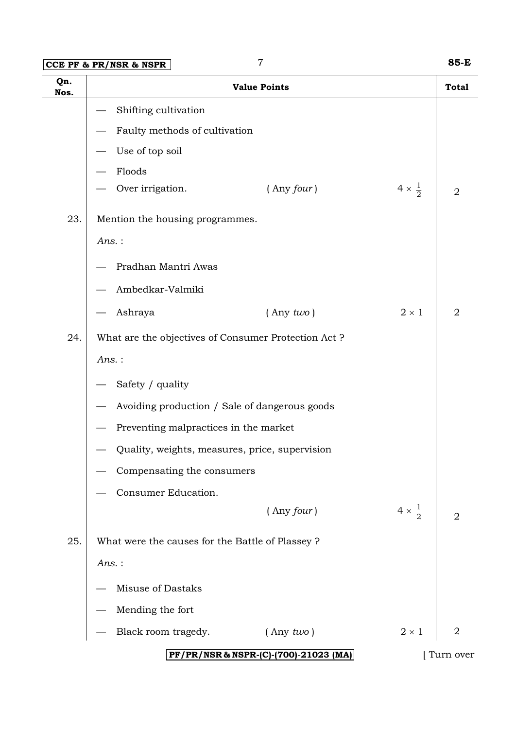| Qn. Nos. | Value Points | | | Total |
|---|---|---|---|---|
| | — Shifting cultivation | | | |
| | — Faulty methods of cultivation | | | |
| | — Use of top soil | | | |
| | — Floods | | | |
| | — Over irrigation. | ( Any *four* ) | $4 \times \frac{1}{2}$ | 2 |
| 23. | Mention the housing programmes. | | | |
| | *Ans.* : | | | |
| | — Pradhan Mantri Awas | | | |
| | — Ambedkar-Valmiki | | | |
| | — Ashraya | ( Any *two* ) | $2 \times 1$ | 2 |
| 24. | What are the objectives of Consumer Protection Act ? | | | |
| | *Ans.* : | | | |
| | — Safety / quality | | | |
| | — Avoiding production / Sale of dangerous goods | | | |
| | — Preventing malpractices in the market | | | |
| | — Quality, weights, measures, price, supervision | | | |
| | — Compensating the consumers | | | |
| | — Consumer Education. | | | |
| | | ( Any *four* ) | $4 \times \frac{1}{2}$ | 2 |
| 25. | What were the causes for the Battle of Plassey ? | | | |
| | *Ans.* : | | | |
| | — Misuse of Dastaks | | | |
| | — Mending the fort | | | |
| | — Black room tragedy. | ( Any *two* ) | $2 \times 1$ | 2 |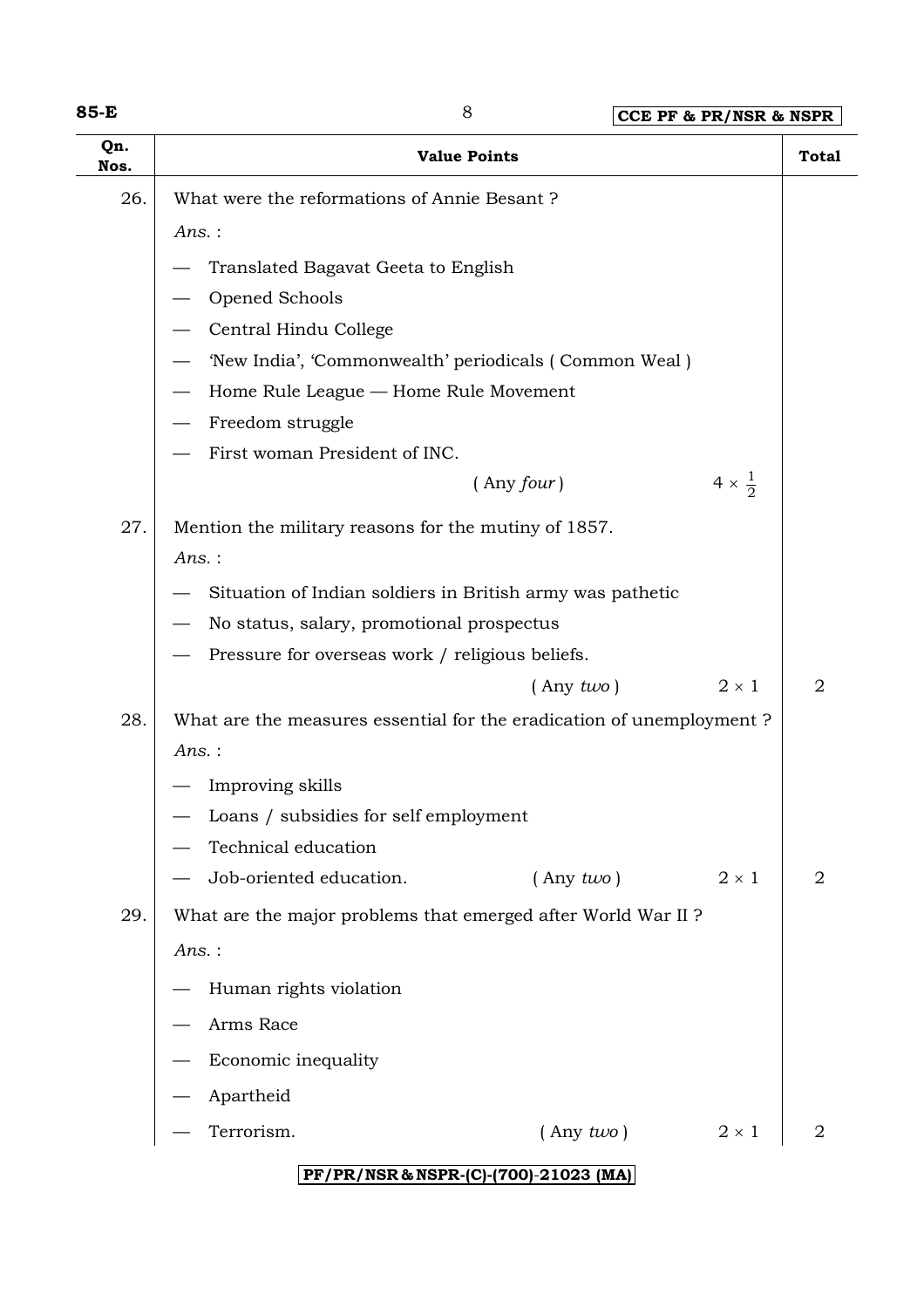| Qn. Nos. | Value Points | Total |
|---|---|---|
| 26. | What were the reformations of Annie Besant ?<br>*Ans.* :<br>— Translated Bagavat Geeta to English<br>— Opened Schools<br>— Central Hindu College<br>— 'New India', 'Commonwealth' periodicals ( Common Weal )<br>— Home Rule League — Home Rule Movement<br>— Freedom struggle<br>— First woman President of INC.<br>( Any *four* ) $4 \times \frac{1}{2}$ | |
| 27. | Mention the military reasons for the mutiny of 1857.<br>*Ans.* :<br>— Situation of Indian soldiers in British army was pathetic<br>— No status, salary, promotional prospectus<br>— Pressure for overseas work / religious beliefs.<br>( Any *two* ) $2 \times 1$ | 2 |
| 28. | What are the measures essential for the eradication of unemployment ?<br>*Ans.* :<br>— Improving skills<br>— Loans / subsidies for self employment<br>— Technical education<br>— Job-oriented education. ( Any *two* ) $2 \times 1$ | 2 |
| 29. | What are the major problems that emerged after World War II ?<br>*Ans.* :<br>— Human rights violation<br>— Arms Race<br>— Economic inequality<br>— Apartheid<br>— Terrorism. ( Any *two* ) $2 \times 1$ | 2 |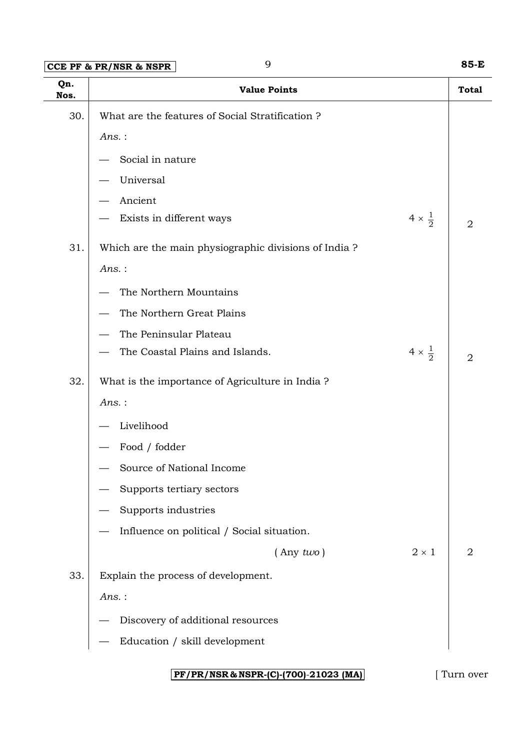| Qn. Nos. | Value Points | | Total |
|---|---|---|---|
| 30. | What are the features of Social Stratification ? | | |
| | *Ans.* : | | |
| | — Social in nature | | |
| | — Universal | | |
| | — Ancient | | |
| | — Exists in different ways | $4 \times \frac{1}{2}$ | 2 |
| 31. | Which are the main physiographic divisions of India ? | | |
| | *Ans.* : | | |
| | — The Northern Mountains | | |
| | — The Northern Great Plains | | |
| | — The Peninsular Plateau | | |
| | — The Coastal Plains and Islands. | $4 \times \frac{1}{2}$ | 2 |
| 32. | What is the importance of Agriculture in India ? | | |
| | *Ans.* : | | |
| | — Livelihood | | |
| | — Food / fodder | | |
| | — Source of National Income | | |
| | — Supports tertiary sectors | | |
| | — Supports industries | | |
| | — Influence on political / Social situation. | | |
| | ( Any *two* ) | $2 \times 1$ | 2 |
| 33. | Explain the process of development. | | |
| | *Ans.* : | | |
| | — Discovery of additional resources | | |
| | — Education / skill development | | |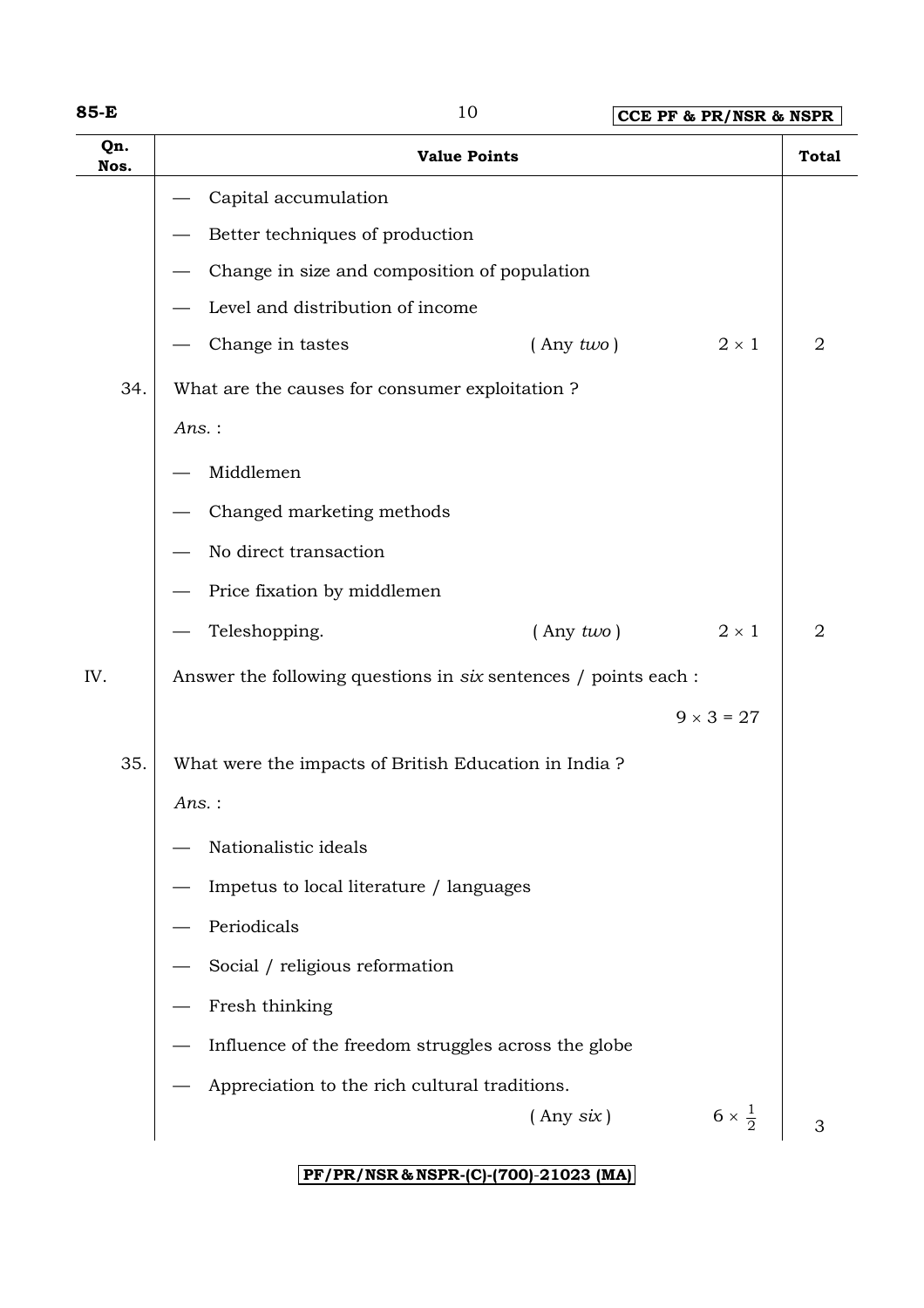| Qn. Nos. | Value Points | | | Total |
|---|---|---|---|---|
| | — Capital accumulation | | | |
| | — Better techniques of production | | | |
| | — Change in size and composition of population | | | |
| | — Level and distribution of income | | | |
| | — Change in tastes | ( Any *two* ) | $2 \times 1$ | 2 |
| 34. | What are the causes for consumer exploitation ? | | | |
| | *Ans.* : | | | |
| | — Middlemen | | | |
| | — Changed marketing methods | | | |
| | — No direct transaction | | | |
| | — Price fixation by middlemen | | | |
| | — Teleshopping. | ( Any *two* ) | $2 \times 1$ | 2 |
| IV. | Answer the following questions in *six* sentences / points each : | | | |
| | | | $9 \times 3 = 27$ | |
| 35. | What were the impacts of British Education in India ? | | | |
| | *Ans.* : | | | |
| | — Nationalistic ideals | | | |
| | — Impetus to local literature / languages | | | |
| | — Periodicals | | | |
| | — Social / religious reformation | | | |
| | — Fresh thinking | | | |
| | — Influence of the freedom struggles across the globe | | | |
| | — Appreciation to the rich cultural traditions. | ( Any *six* ) | $6 \times \frac{1}{2}$ | 3 |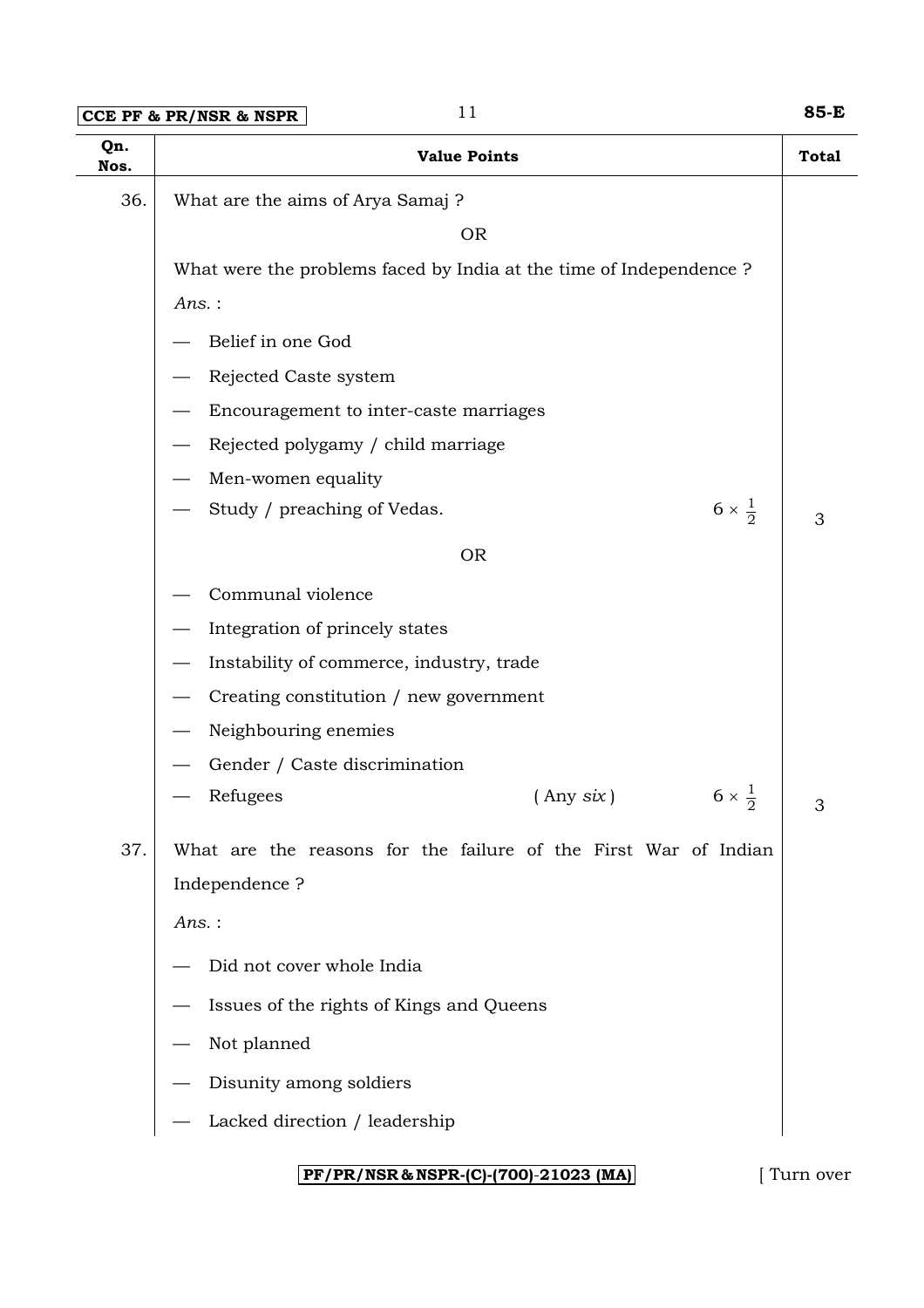| Qn. Nos. | Value Points | Total |
|---|---|---|
| 36. | What are the aims of Arya Samaj ? | |
| | OR | |
| | What were the problems faced by India at the time of Independence ? | |
| | *Ans.* : | |
| | — Belief in one God | |
| | — Rejected Caste system | |
| | — Encouragement to inter-caste marriages | |
| | — Rejected polygamy / child marriage | |
| | — Men-women equality | |
| | — Study / preaching of Vedas. $6 \times \frac{1}{2}$ | 3 |
| | OR | |
| | — Communal violence | |
| | — Integration of princely states | |
| | — Instability of commerce, industry, trade | |
| | — Creating constitution / new government | |
| | — Neighbouring enemies | |
| | — Gender / Caste discrimination | |
| | — Refugees ( Any *six* ) $6 \times \frac{1}{2}$ | 3 |
| 37. | What are the reasons for the failure of the First War of Indian Independence ? | |
| | *Ans.* : | |
| | — Did not cover whole India | |
| | — Issues of the rights of Kings and Queens | |
| | — Not planned | |
| | — Disunity among soldiers | |
| | — Lacked direction / leadership | |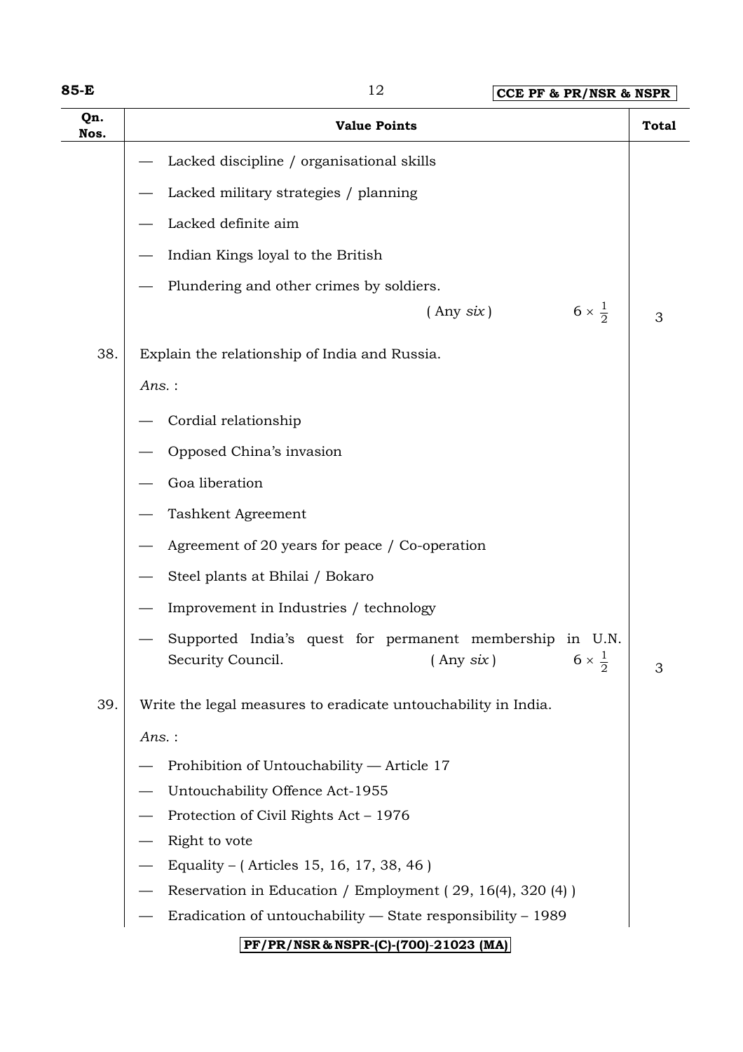| Qn. Nos. | Value Points | Total |
|---|---|---|
| | — Lacked discipline / organisational skills<br>— Lacked military strategies / planning<br>— Lacked definite aim<br>— Indian Kings loyal to the British<br>— Plundering and other crimes by soldiers.<br>( Any *six* ) $6 \times \frac{1}{2}$ | 3 |
| 38. | Explain the relationship of India and Russia.<br>*Ans.* :<br>— Cordial relationship<br>— Opposed China's invasion<br>— Goa liberation<br>— Tashkent Agreement<br>— Agreement of 20 years for peace / Co-operation<br>— Steel plants at Bhilai / Bokaro<br>— Improvement in Industries / technology<br>— Supported India's quest for permanent membership in U.N. Security Council. ( Any *six* ) $6 \times \frac{1}{2}$ | 3 |
| 39. | Write the legal measures to eradicate untouchability in India.<br>*Ans.* :<br>— Prohibition of Untouchability — Article 17<br>— Untouchability Offence Act-1955<br>— Protection of Civil Rights Act – 1976<br>— Right to vote<br>— Equality – ( Articles 15, 16, 17, 38, 46 )<br>— Reservation in Education / Employment ( 29, 16(4), 320 (4) )<br>— Eradication of untouchability — State responsibility – 1989 | |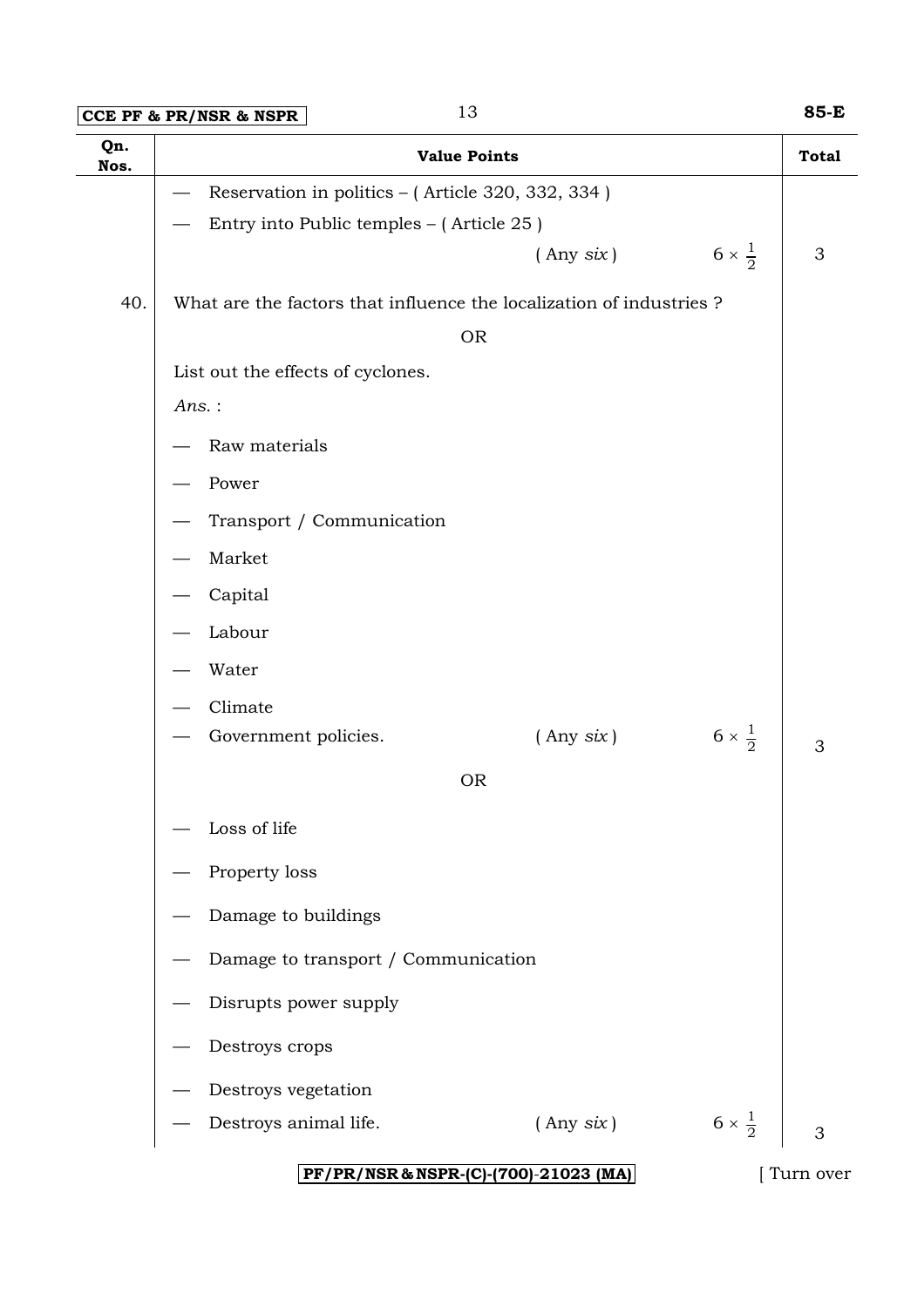| Qn. Nos. | Value Points | Total |
|---|---|---|
| | — Reservation in politics – ( Article 320, 332, 334 ) | |
| | — Entry into Public temples – ( Article 25 ) | |
| | ( Any *six* ) $6 \times \frac{1}{2}$ | 3 |
| 40. | What are the factors that influence the localization of industries ? | |
| | OR | |
| | List out the effects of cyclones. | |
| | *Ans.* : | |
| | — Raw materials | |
| | — Power | |
| | — Transport / Communication | |
| | — Market | |
| | — Capital | |
| | — Labour | |
| | — Water | |
| | — Climate | |
| | — Government policies. ( Any *six* ) $6 \times \frac{1}{2}$ | 3 |
| | OR | |
| | — Loss of life | |
| | — Property loss | |
| | — Damage to buildings | |
| | — Damage to transport / Communication | |
| | — Disrupts power supply | |
| | — Destroys crops | |
| | — Destroys vegetation | |
| | — Destroys animal life. ( Any *six* ) $6 \times \frac{1}{2}$ | 3 |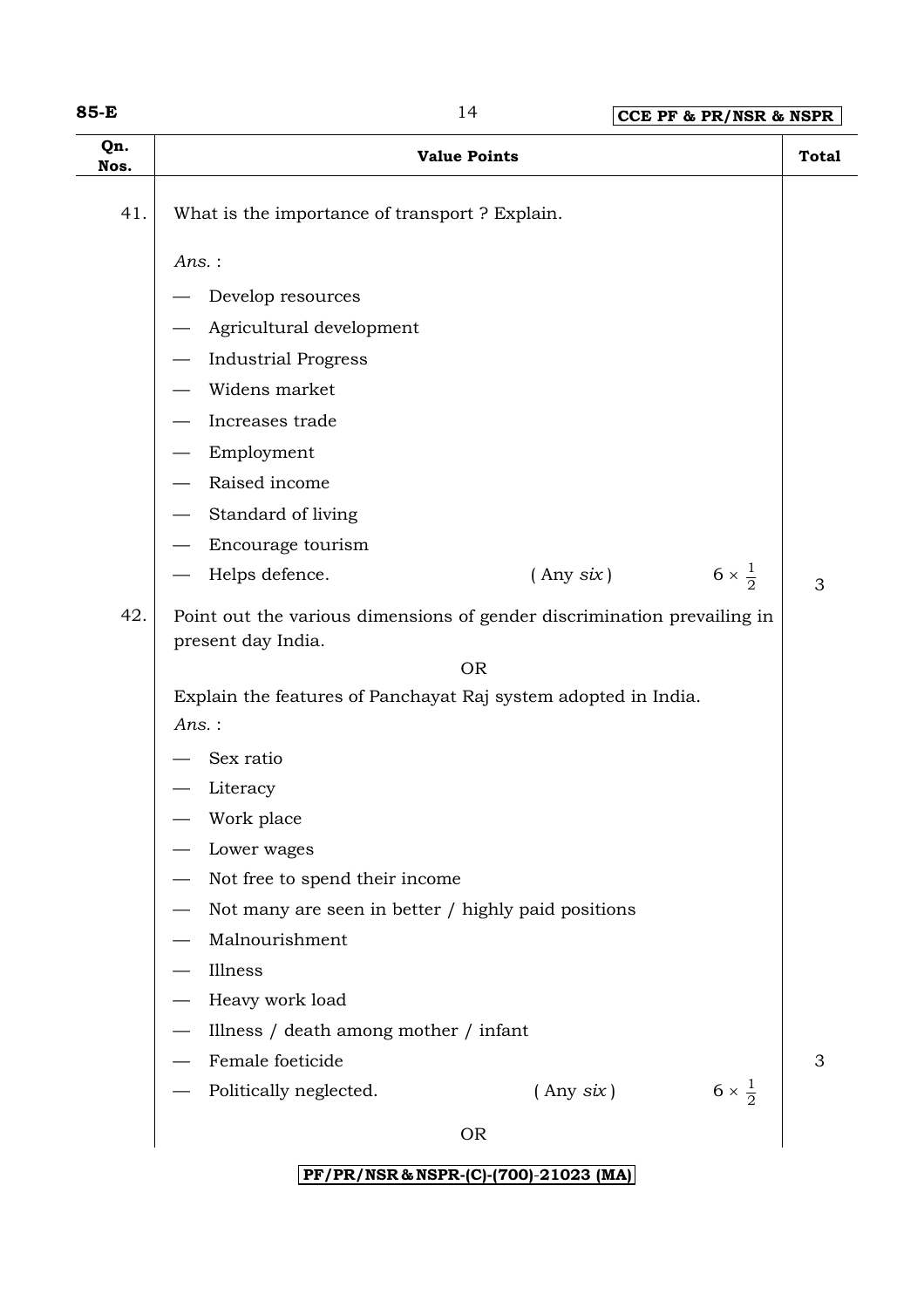| Qn. Nos. | Value Points | Total |
|---|---|---|
| 41. | What is the importance of transport ? Explain.<br><br>*Ans.* :<br>— Develop resources<br>— Agricultural development<br>— Industrial Progress<br>— Widens market<br>— Increases trade<br>— Employment<br>— Raised income<br>— Standard of living<br>— Encourage tourism<br>— Helps defence. ( Any *six* ) $6 \times \frac{1}{2}$ | 3 |
| 42. | Point out the various dimensions of gender discrimination prevailing in present day India.<br><br>OR<br><br>Explain the features of Panchayat Raj system adopted in India.<br><br>*Ans.* :<br>— Sex ratio<br>— Literacy<br>— Work place<br>— Lower wages<br>— Not free to spend their income<br>— Not many are seen in better / highly paid positions<br>— Malnourishment<br>— Illness<br>— Heavy work load<br>— Illness / death among mother / infant<br>— Female foeticide<br>— Politically neglected. ( Any *six* ) $6 \times \frac{1}{2}$<br><br>OR | 3 |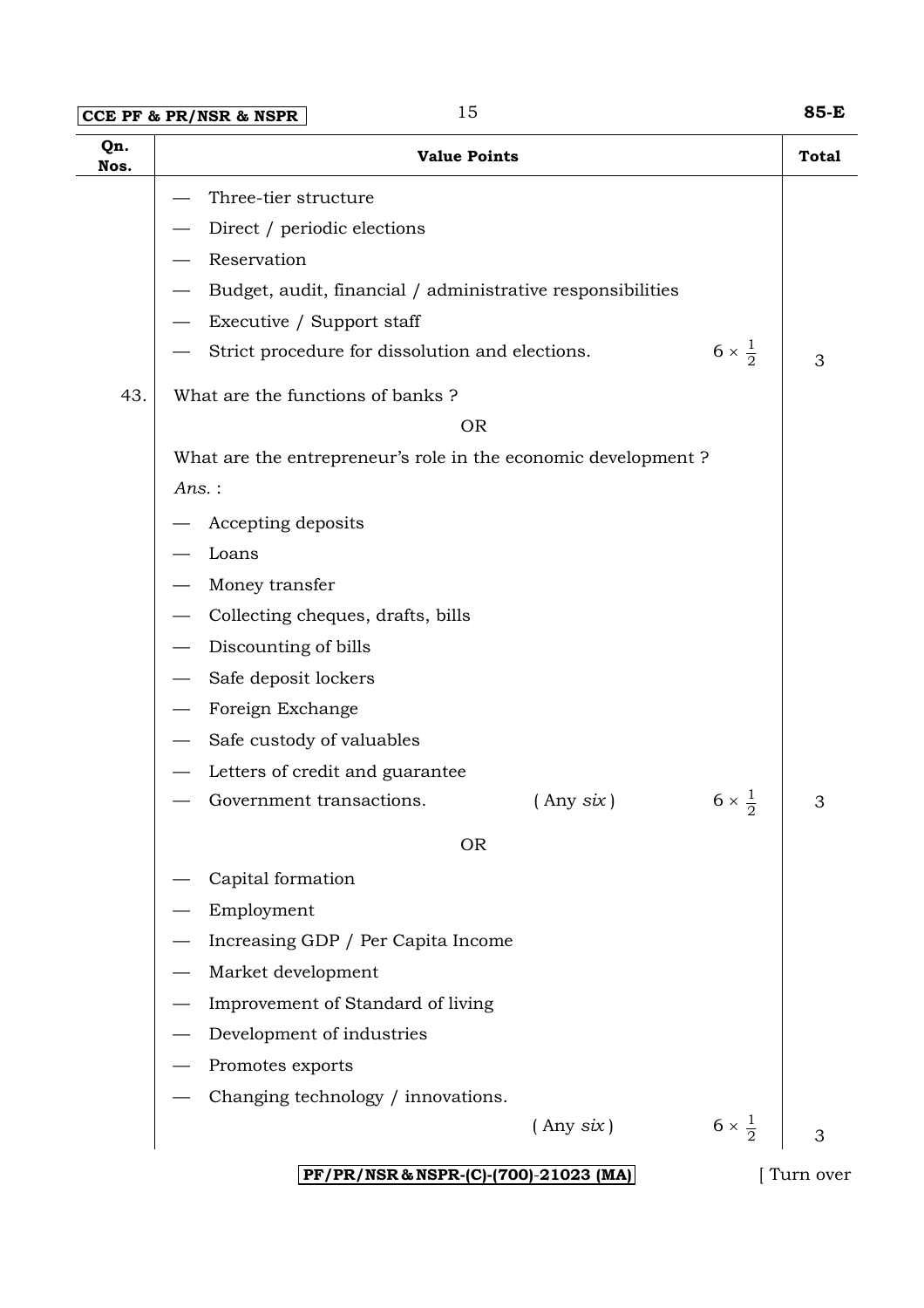| Qn. Nos. | Value Points | | Total |
|---|---|---|---|
| | — Three-tier structure<br>— Direct / periodic elections<br>— Reservation<br>— Budget, audit, financial / administrative responsibilities<br>— Executive / Support staff<br>— Strict procedure for dissolution and elections. | $6 \times \frac{1}{2}$ | 3 |
| 43. | What are the functions of banks ?<br>OR<br>What are the entrepreneur's role in the economic development ?<br>*Ans.* :<br>— Accepting deposits<br>— Loans<br>— Money transfer<br>— Collecting cheques, drafts, bills<br>— Discounting of bills<br>— Safe deposit lockers<br>— Foreign Exchange<br>— Safe custody of valuables<br>— Letters of credit and guarantee<br>— Government transactions. ( Any *six* ) | $6 \times \frac{1}{2}$ | 3 |
| | OR<br>— Capital formation<br>— Employment<br>— Increasing GDP / Per Capita Income<br>— Market development<br>— Improvement of Standard of living<br>— Development of industries<br>— Promotes exports<br>— Changing technology / innovations. ( Any *six* ) | $6 \times \frac{1}{2}$ | 3 |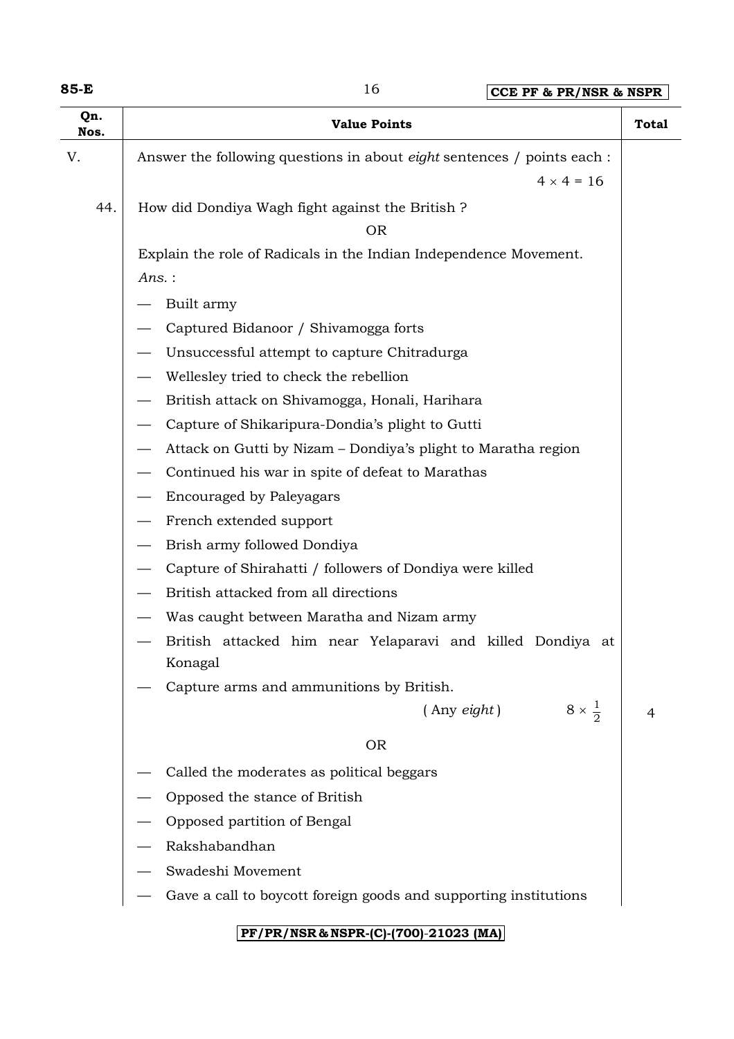| Qn. Nos. | Value Points | Total |
|---|---|---|
| V. | Answer the following questions in about *eight* sentences / points each : $4 \times 4 = 16$ | |
| 44. | How did Dondiya Wagh fight against the British ? | |
| | OR | |
| | Explain the role of Radicals in the Indian Independence Movement. | |
| | *Ans.* : | |
| | — Built army | |
| | — Captured Bidanoor / Shivamogga forts | |
| | — Unsuccessful attempt to capture Chitradurga | |
| | — Wellesley tried to check the rebellion | |
| | — British attack on Shivamogga, Honali, Harihara | |
| | — Capture of Shikaripura-Dondia's plight to Gutti | |
| | — Attack on Gutti by Nizam – Dondiya's plight to Maratha region | |
| | — Continued his war in spite of defeat to Marathas | |
| | — Encouraged by Paleyagars | |
| | — French extended support | |
| | — Brish army followed Dondiya | |
| | — Capture of Shirahatti / followers of Dondiya were killed | |
| | — British attacked from all directions | |
| | — Was caught between Maratha and Nizam army | |
| | — British attacked him near Yelaparavi and killed Dondiya at Konagal | |
| | — Capture arms and ammunitions by British. | |
| | ( Any *eight* ) $8 \times \frac{1}{2}$ | 4 |
| | OR | |
| | — Called the moderates as political beggars | |
| | — Opposed the stance of British | |
| | — Opposed partition of Bengal | |
| | — Rakshabandhan | |
| | — Swadeshi Movement | |
| | — Gave a call to boycott foreign goods and supporting institutions | |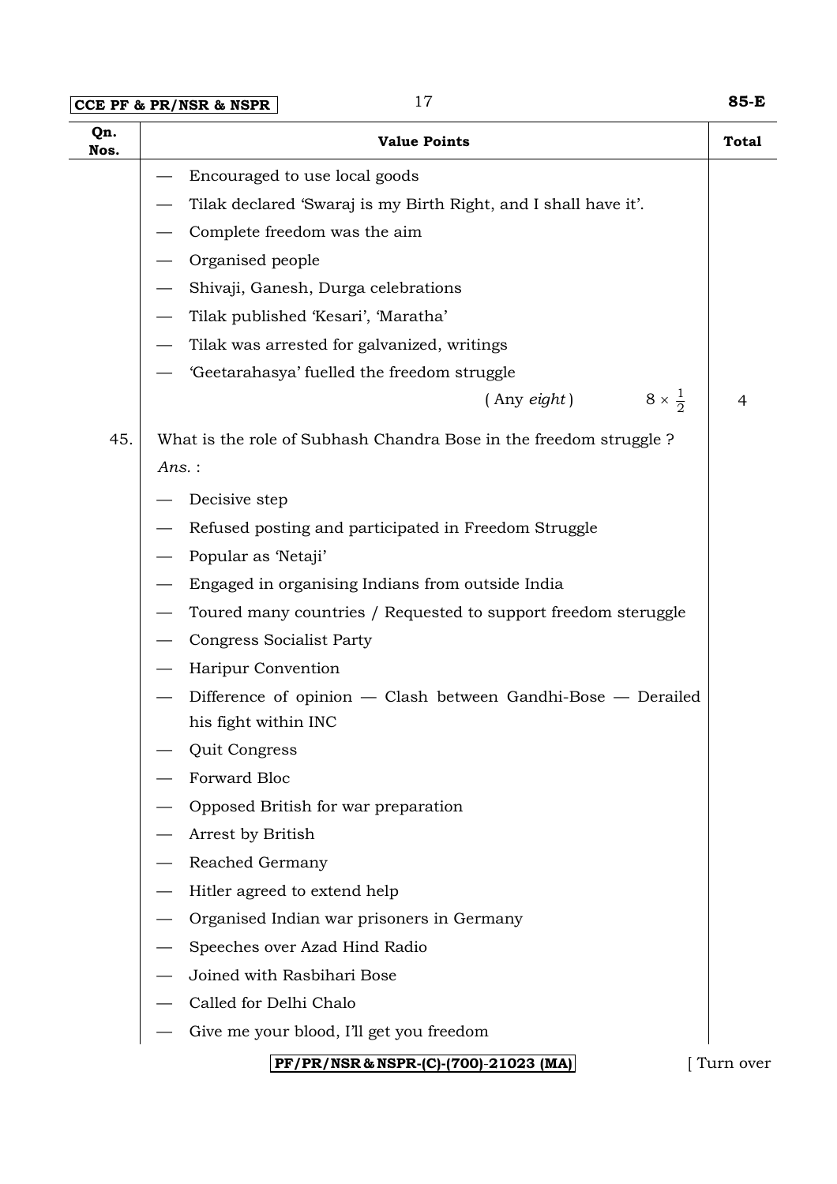| Qn. Nos. | Value Points | Total |
|---|---|---|
| | — Encouraged to use local goods<br>— Tilak declared 'Swaraj is my Birth Right, and I shall have it'.<br>— Complete freedom was the aim<br>— Organised people<br>— Shivaji, Ganesh, Durga celebrations<br>— Tilak published 'Kesari', 'Maratha'<br>— Tilak was arrested for galvanized, writings<br>— 'Geetarahasya' fuelled the freedom struggle<br>( Any *eight* ) $8 \times \frac{1}{2}$ | 4 |
| 45. | What is the role of Subhash Chandra Bose in the freedom struggle ?<br>*Ans.* :<br>— Decisive step<br>— Refused posting and participated in Freedom Struggle<br>— Popular as 'Netaji'<br>— Engaged in organising Indians from outside India<br>— Toured many countries / Requested to support freedom steruggle<br>— Congress Socialist Party<br>— Haripur Convention<br>— Difference of opinion — Clash between Gandhi-Bose — Derailed his fight within INC<br>— Quit Congress<br>— Forward Bloc<br>— Opposed British for war preparation<br>— Arrest by British<br>— Reached Germany<br>— Hitler agreed to extend help<br>— Organised Indian war prisoners in Germany<br>— Speeches over Azad Hind Radio<br>— Joined with Rasbihari Bose<br>— Called for Delhi Chalo<br>— Give me your blood, I'll get you freedom | |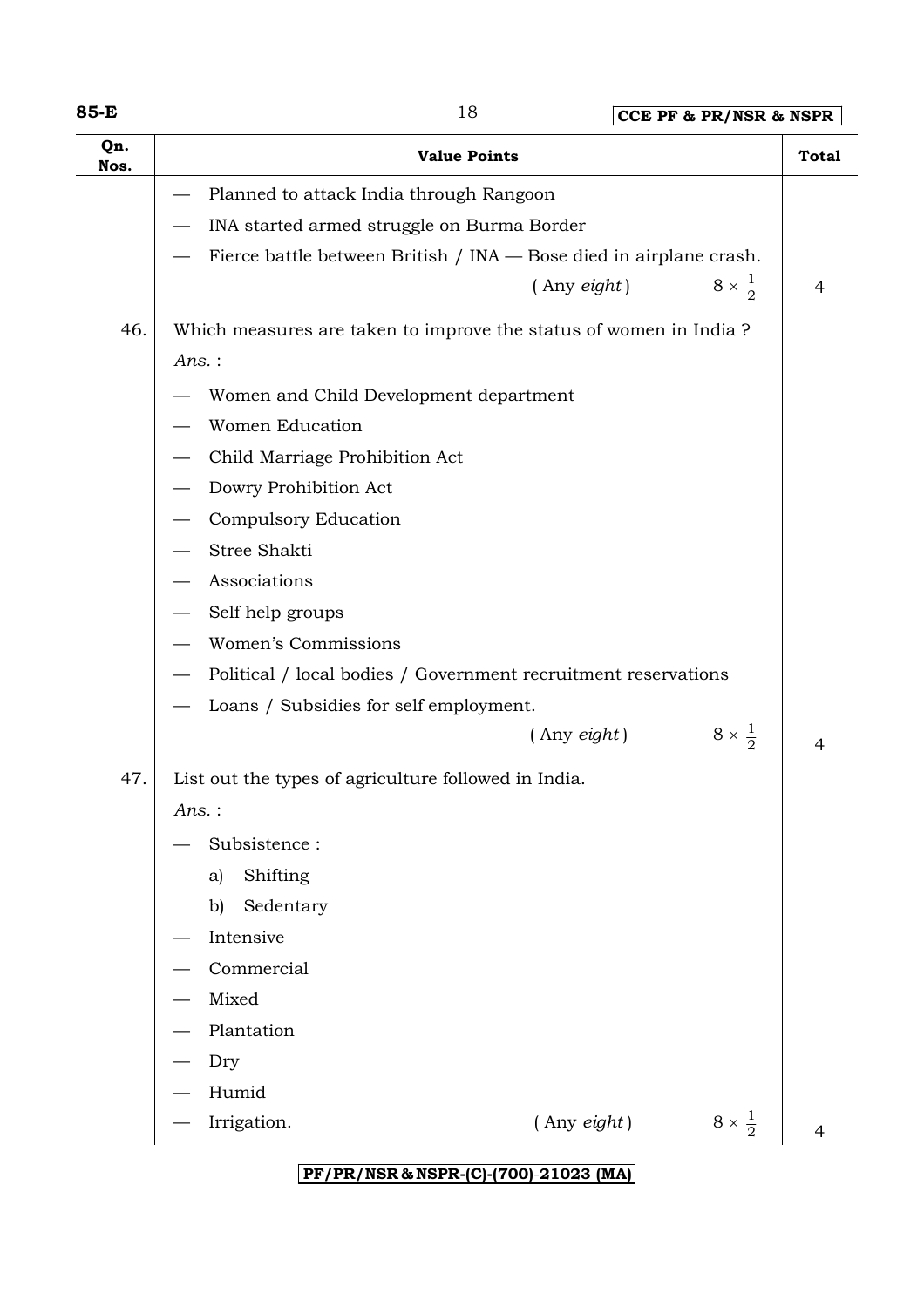| Qn. Nos. | Value Points | Total |
|---|---|---|
| | — Planned to attack India through Rangoon<br>— INA started armed struggle on Burma Border<br>— Fierce battle between British / INA — Bose died in airplane crash.<br>( Any *eight* ) $8 \times \frac{1}{2}$ | 4 |
| 46. | Which measures are taken to improve the status of women in India ?<br>*Ans.* :<br>— Women and Child Development department<br>— Women Education<br>— Child Marriage Prohibition Act<br>— Dowry Prohibition Act<br>— Compulsory Education<br>— Stree Shakti<br>— Associations<br>— Self help groups<br>— Women's Commissions<br>— Political / local bodies / Government recruitment reservations<br>— Loans / Subsidies for self employment.<br>( Any *eight* ) $8 \times \frac{1}{2}$ | 4 |
| 47. | List out the types of agriculture followed in India.<br>*Ans.* :<br>— Subsistence :<br>a) Shifting<br>b) Sedentary<br>— Intensive<br>— Commercial<br>— Mixed<br>— Plantation<br>— Dry<br>— Humid<br>— Irrigation. ( Any *eight* ) $8 \times \frac{1}{2}$ | 4 |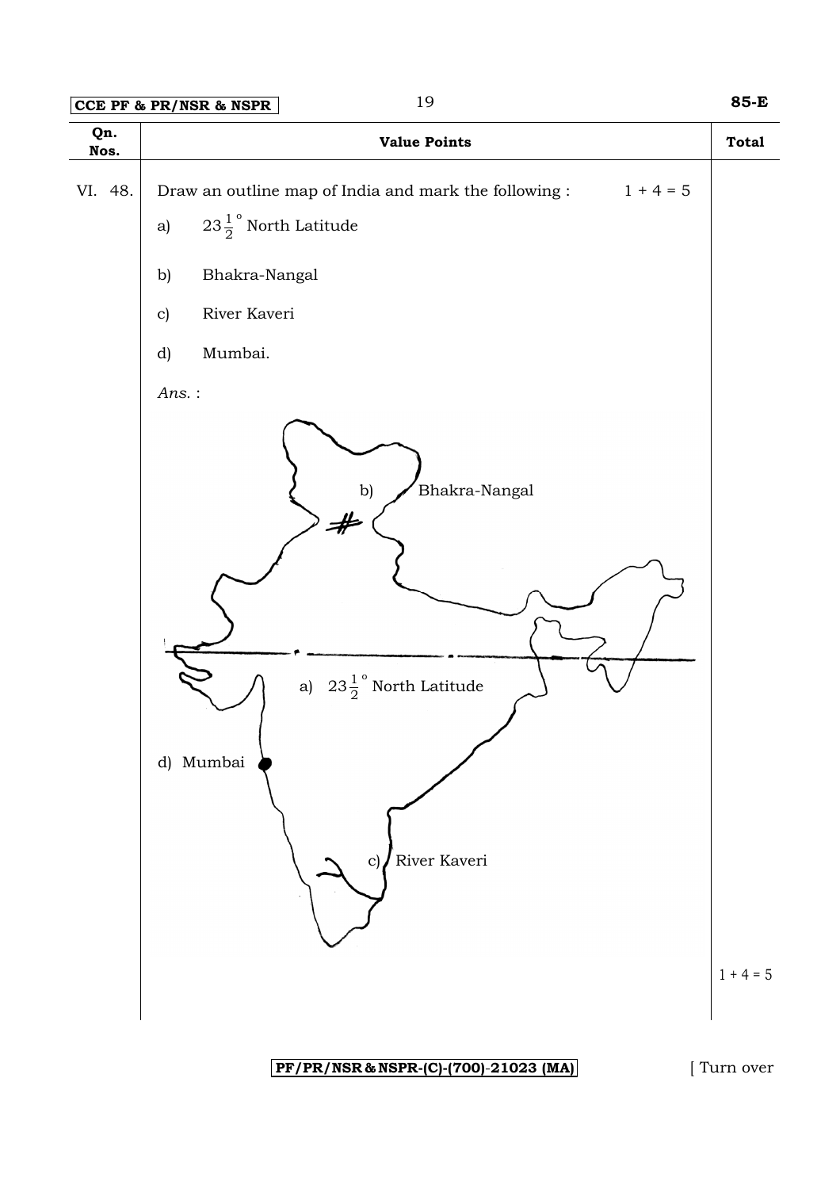| Qn. Nos. | Value Points | Total |
|---|---|---|
| VI. 48. | Draw an outline map of India and mark the following : $1 + 4 = 5$ | |

a) $23\frac{1}{2}^\circ$ North Latitude

b) Bhakra-Nangal

c) River Kaveri

d) Mumbai.

*Ans.* :

b) Bhakra-Nangal

a) $23\frac{1}{2}^\circ$ North Latitude

d) Mumbai

c) River Kaveri

$1 + 4 = 5$

PF/PR/NSR & NSPR-(C)-(700)-21023 (MA)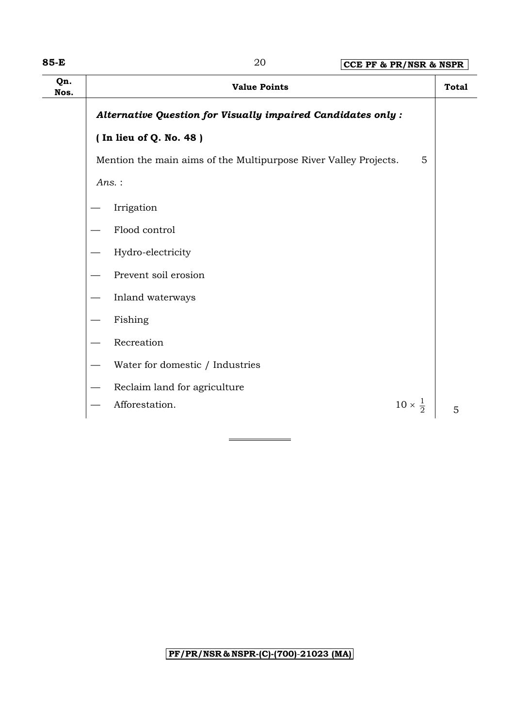| Qn. Nos. | Value Points | Total |
|---|---|---|
| | ***Alternative Question for Visually impaired Candidates only :*** | |
| | **( In lieu of Q. No. 48 )** | |
| | Mention the main aims of the Multipurpose River Valley Projects. 5 | |
| | *Ans.* : | |
| | — Irrigation | |
| | — Flood control | |
| | — Hydro-electricity | |
| | — Prevent soil erosion | |
| | — Inland waterways | |
| | — Fishing | |
| | — Recreation | |
| | — Water for domestic / Industries | |
| | — Reclaim land for agriculture | |
| | — Afforestation. $10 \times \frac{1}{2}$ | 5 |